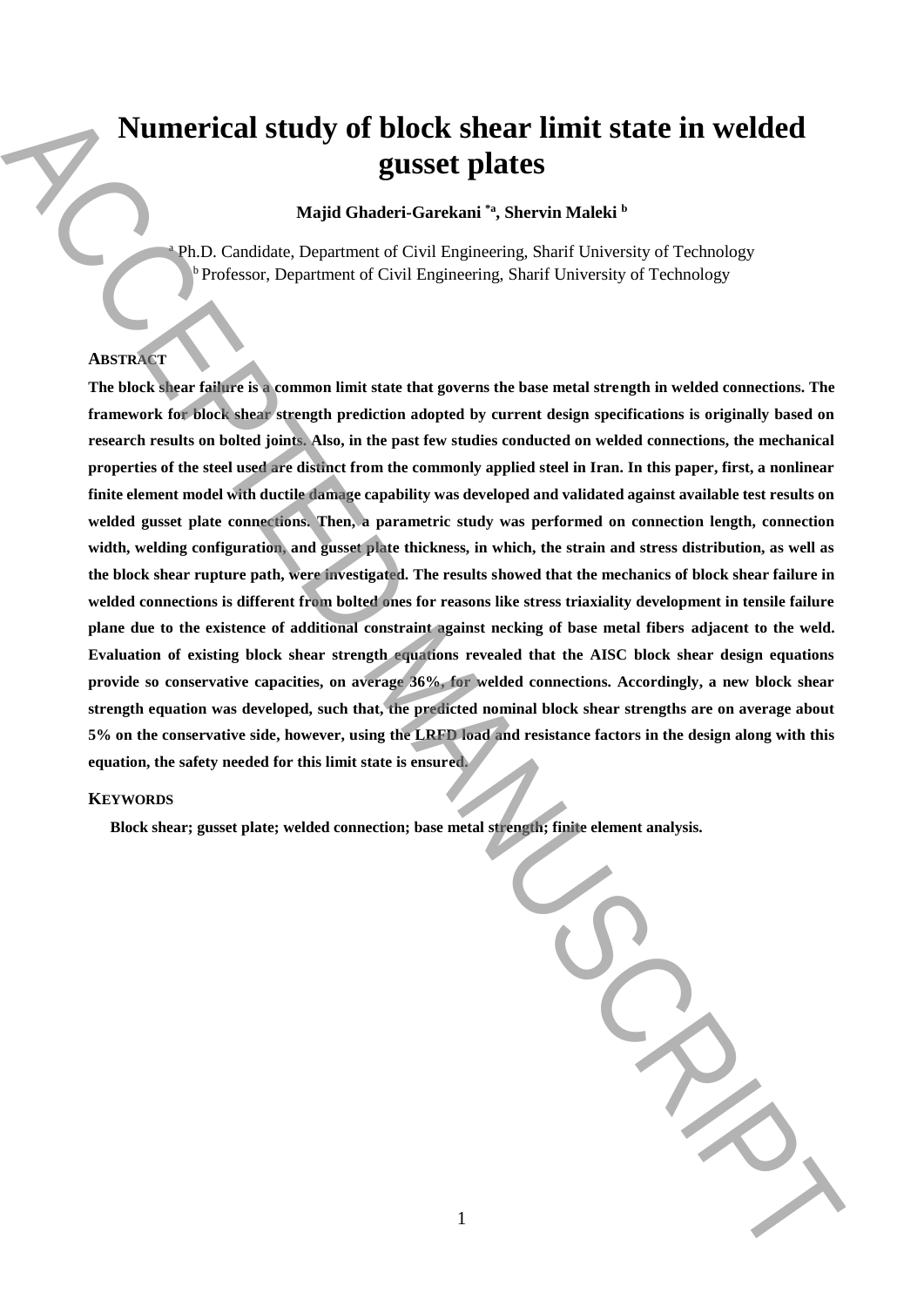# Numerical study of block shear limit state in welded gusset plates

**Majid Ghaderi-Garekani [*a], Shervin Maleki [b]**

[a] Ph.D. Candidate, Department of Civil Engineering, Sharif University of Technology
[b] Professor, Department of Civil Engineering, Sharif University of Technology

## ABSTRACT

**The block shear failure is a common limit state that governs the base metal strength in welded connections. The framework for block shear strength prediction adopted by current design specifications is originally based on research results on bolted joints. Also, in the past few studies conducted on welded connections, the mechanical properties of the steel used are distinct from the commonly applied steel in Iran. In this paper, first, a nonlinear finite element model with ductile damage capability was developed and validated against available test results on welded gusset plate connections. Then, a parametric study was performed on connection length, connection width, welding configuration, and gusset plate thickness, in which, the strain and stress distribution, as well as the block shear rupture path, were investigated. The results showed that the mechanics of block shear failure in welded connections is different from bolted ones for reasons like stress triaxiality development in tensile failure plane due to the existence of additional constraint against necking of base metal fibers adjacent to the weld. Evaluation of existing block shear strength equations revealed that the AISC block shear design equations provide so conservative capacities, on average 36%, for welded connections. Accordingly, a new block shear strength equation was developed, such that, the predicted nominal block shear strengths are on average about 5% on the conservative side, however, using the LRFD load and resistance factors in the design along with this equation, the safety needed for this limit state is ensured.**

## KEYWORDS

**Block shear; gusset plate; welded connection; base metal strength; finite element analysis.**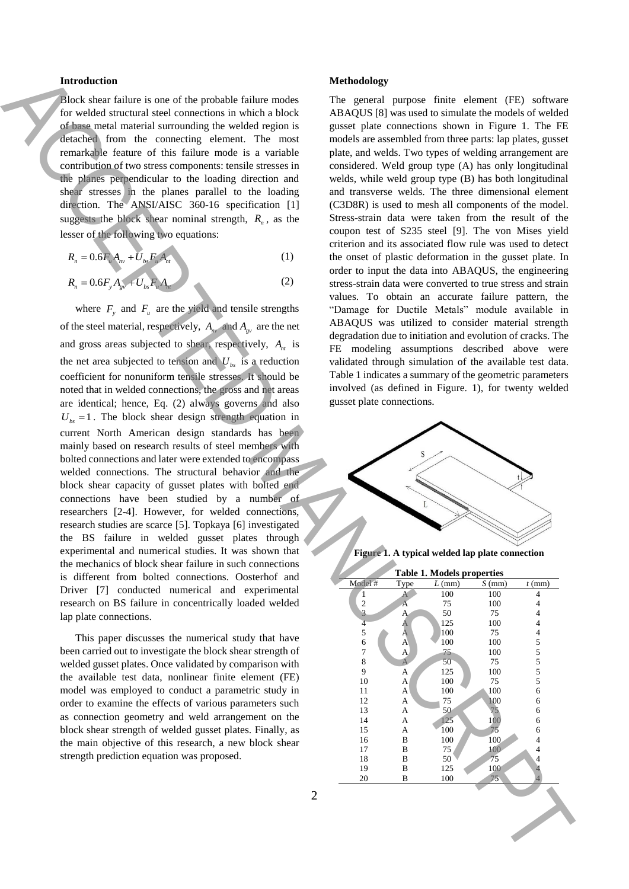## Introduction

Block shear failure is one of the probable failure modes for welded structural steel connections in which a block of base metal material surrounding the welded region is detached from the connecting element. The most remarkable feature of this failure mode is a variable contribution of two stress components: tensile stresses in the planes perpendicular to the loading direction and shear stresses in the planes parallel to the loading direction. The ANSI/AISC 360-16 specification [1] suggests the block shear nominal strength, $R_n$, as the lesser of the following two equations:

$$R_n = 0.6F_u A_{nv} + U_{bs} F_u A_{nt} \tag{1}$$

$$R_n = 0.6F_y A_{gv} + U_{bs} F_u A_{nt} \tag{2}$$

where $F_y$ and $F_u$ are the yield and tensile strengths of the steel material, respectively, $A_{nv}$ and $A_{gv}$ are the net and gross areas subjected to shear, respectively, $A_{nt}$ is the net area subjected to tension and $U_{bs}$ is a reduction coefficient for nonuniform tensile stresses. It should be noted that in welded connections, the gross and net areas are identical; hence, Eq. (2) always governs and also $U_{bs} = 1$. The block shear design strength equation in current North American design standards has been mainly based on research results of steel members with bolted connections and later were extended to encompass welded connections. The structural behavior and the block shear capacity of gusset plates with bolted end connections have been studied by a number of researchers [2-4]. However, for welded connections, research studies are scarce [5]. Topkaya [6] investigated the BS failure in welded gusset plates through experimental and numerical studies. It was shown that the mechanics of block shear failure in such connections is different from bolted connections. Oosterhof and Driver [7] conducted numerical and experimental research on BS failure in concentrically loaded welded lap plate connections.

This paper discusses the numerical study that have been carried out to investigate the block shear strength of welded gusset plates. Once validated by comparison with the available test data, nonlinear finite element (FE) model was employed to conduct a parametric study in order to examine the effects of various parameters such as connection geometry and weld arrangement on the block shear strength of welded gusset plates. Finally, as the main objective of this research, a new block shear strength prediction equation was proposed.

## Methodology

The general purpose finite element (FE) software ABAQUS [8] was used to simulate the models of welded gusset plate connections shown in Figure 1. The FE models are assembled from three parts: lap plates, gusset plate, and welds. Two types of welding arrangement are considered. Weld group type (A) has only longitudinal welds, while weld group type (B) has both longitudinal and transverse welds. The three dimensional element (C3D8R) is used to mesh all components of the model. Stress-strain data were taken from the result of the coupon test of S235 steel [9]. The von Mises yield criterion and its associated flow rule was used to detect the onset of plastic deformation in the gusset plate. In order to input the data into ABAQUS, the engineering stress-strain data were converted to true stress and strain values. To obtain an accurate failure pattern, the "Damage for Ductile Metals" module available in ABAQUS was utilized to consider material strength degradation due to initiation and evolution of cracks. The FE modeling assumptions described above were validated through simulation of the available test data. Table 1 indicates a summary of the geometric parameters involved (as defined in Figure. 1), for twenty welded gusset plate connections.

**Figure 1. A typical welded lap plate connection**

**Table 1. Models properties**

| Model # | Type | $L$ (mm) | $S$ (mm) | $t$ (mm) |
|---|---|---|---|---|
| 1 | A | 100 | 100 | 4 |
| 2 | A | 75 | 100 | 4 |
| 3 | A | 50 | 75 | 4 |
| 4 | A | 125 | 100 | 4 |
| 5 | A | 100 | 75 | 4 |
| 6 | A | 100 | 100 | 5 |
| 7 | A | 75 | 100 | 5 |
| 8 | A | 50 | 75 | 5 |
| 9 | A | 125 | 100 | 5 |
| 10 | A | 100 | 75 | 5 |
| 11 | A | 100 | 100 | 6 |
| 12 | A | 75 | 100 | 6 |
| 13 | A | 50 | 75 | 6 |
| 14 | A | 125 | 100 | 6 |
| 15 | A | 100 | 75 | 6 |
| 16 | B | 100 | 100 | 4 |
| 17 | B | 75 | 100 | 4 |
| 18 | B | 50 | 75 | 4 |
| 19 | B | 125 | 100 | 4 |
| 20 | B | 100 | 75 | 4 |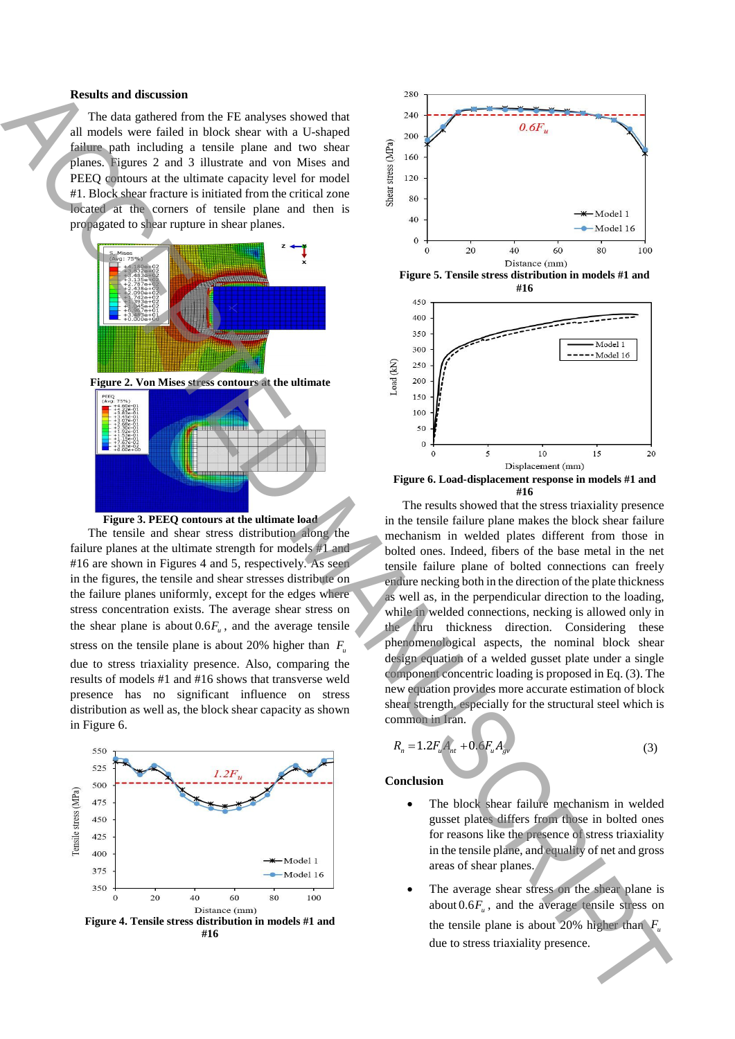## Results and discussion

The data gathered from the FE analyses showed that all models were failed in block shear with a U-shaped failure path including a tensile plane and two shear planes. Figures 2 and 3 illustrate and von Mises and PEEQ contours at the ultimate capacity level for model #1. Block shear fracture is initiated from the critical zone located at the corners of tensile plane and then is propagated to shear rupture in shear planes.

**Figure 2. Von Mises stress contours at the ultimate**

**Figure 3. PEEQ contours at the ultimate load**

The tensile and shear stress distribution along the failure planes at the ultimate strength for models #1 and #16 are shown in Figures 4 and 5, respectively. As seen in the figures, the tensile and shear stresses distribute on the failure planes uniformly, except for the edges where stress concentration exists. The average shear stress on the shear plane is about $0.6F_u$, and the average tensile stress on the tensile plane is about 20% higher than $F_u$ due to stress triaxiality presence. Also, comparing the results of models #1 and #16 shows that transverse weld presence has no significant influence on stress distribution as well as, the block shear capacity as shown in Figure 6.

**Figure 4. Tensile stress distribution in models #1 and #16**

**Figure 5. Tensile stress distribution in models #1 and #16**

**Figure 6. Load-displacement response in models #1 and #16**

The results showed that the stress triaxiality presence in the tensile failure plane makes the block shear failure mechanism in welded plates different from those in bolted ones. Indeed, fibers of the base metal in the net tensile failure plane of bolted connections can freely endure necking both in the direction of the plate thickness as well as, in the perpendicular direction to the loading, while in welded connections, necking is allowed only in the thru thickness direction. Considering these phenomenological aspects, the nominal block shear design equation of a welded gusset plate under a single component concentric loading is proposed in Eq. (3). The new equation provides more accurate estimation of block shear strength, especially for the structural steel which is common in Iran.

$$R_n = 1.2F_u A_{nt} + 0.6F_u A_{gv} \tag{3}$$

## Conclusion

- The block shear failure mechanism in welded gusset plates differs from those in bolted ones for reasons like the presence of stress triaxiality in the tensile plane, and equality of net and gross areas of shear planes.
- The average shear stress on the shear plane is about $0.6F_u$, and the average tensile stress on the tensile plane is about 20% higher than $F_u$ due to stress triaxiality presence.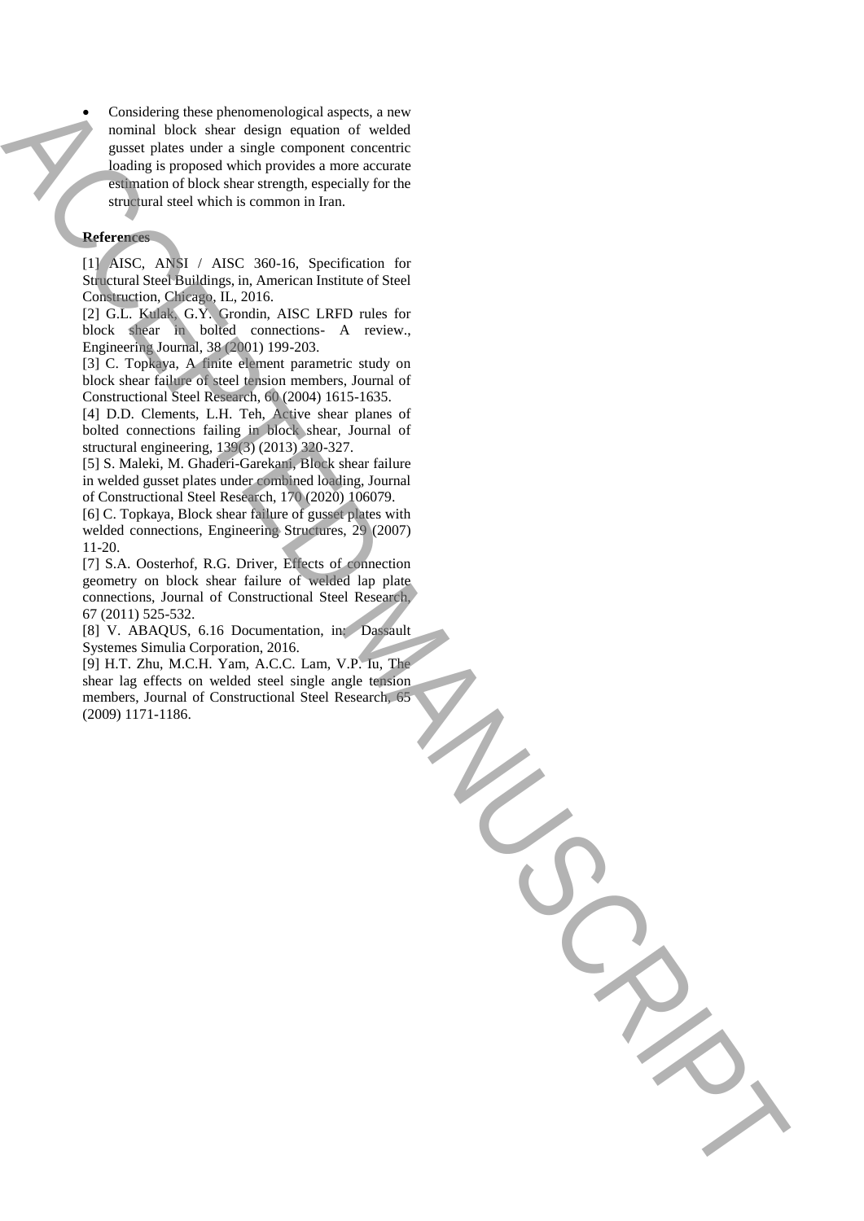- Considering these phenomenological aspects, a new nominal block shear design equation of welded gusset plates under a single component concentric loading is proposed which provides a more accurate estimation of block shear strength, especially for the structural steel which is common in Iran.

**References**

[1] AISC, ANSI / AISC 360-16, Specification for Structural Steel Buildings, in, American Institute of Steel Construction, Chicago, IL, 2016.

[2] G.L. Kulak, G.Y. Grondin, AISC LRFD rules for block shear in bolted connections- A review., Engineering Journal, 38 (2001) 199-203.

[3] C. Topkaya, A finite element parametric study on block shear failure of steel tension members, Journal of Constructional Steel Research, 60 (2004) 1615-1635.

[4] D.D. Clements, L.H. Teh, Active shear planes of bolted connections failing in block shear, Journal of structural engineering, 139(3) (2013) 320-327.

[5] S. Maleki, M. Ghaderi-Garekani, Block shear failure in welded gusset plates under combined loading, Journal of Constructional Steel Research, 170 (2020) 106079.

[6] C. Topkaya, Block shear failure of gusset plates with welded connections, Engineering Structures, 29 (2007) 11-20.

[7] S.A. Oosterhof, R.G. Driver, Effects of connection geometry on block shear failure of welded lap plate connections, Journal of Constructional Steel Research, 67 (2011) 525-532.

[8] V. ABAQUS, 6.16 Documentation, in: Dassault Systemes Simulia Corporation, 2016.

[9] H.T. Zhu, M.C.H. Yam, A.C.C. Lam, V.P. Iu, The shear lag effects on welded steel single angle tension members, Journal of Constructional Steel Research, 65 (2009) 1171-1186.